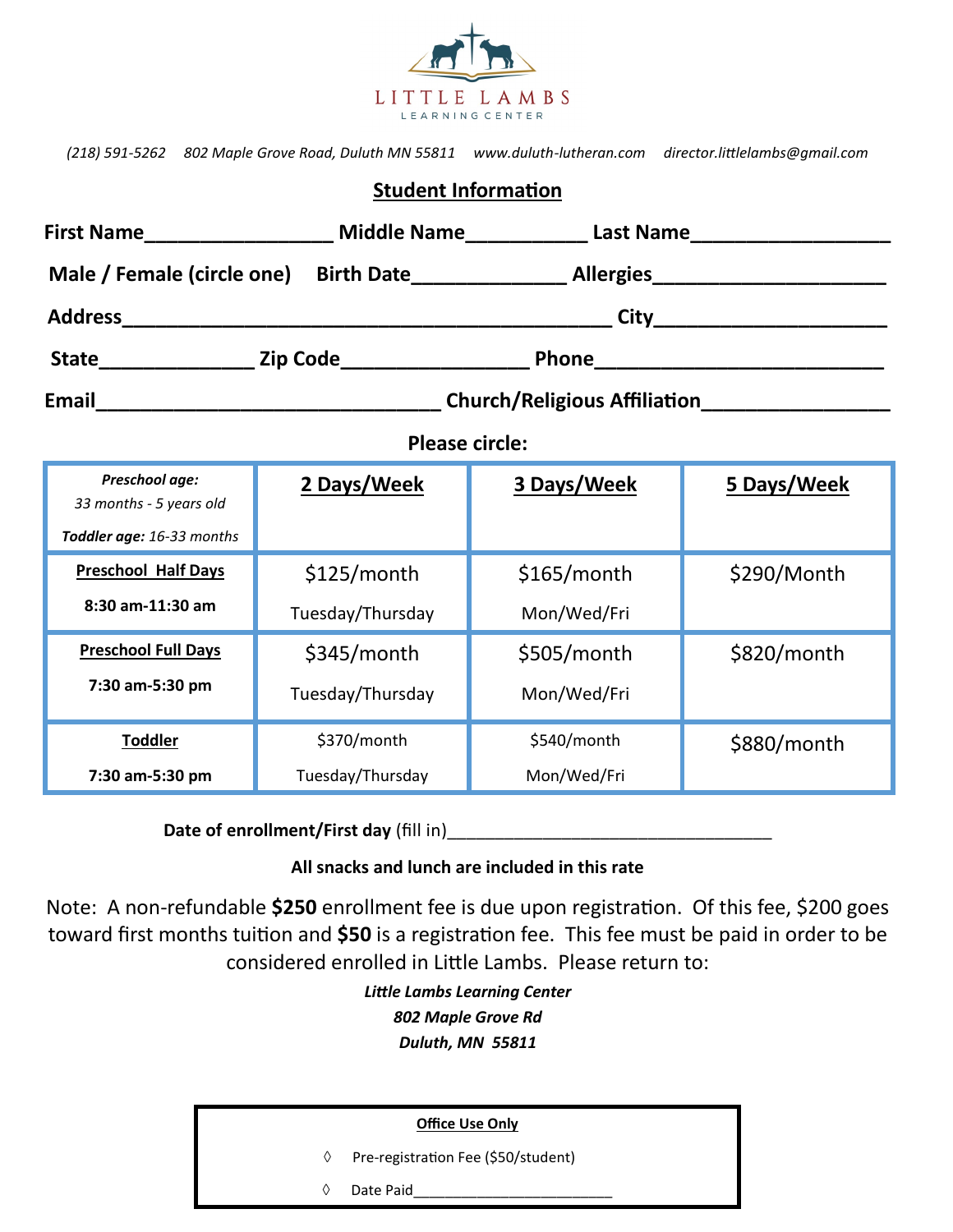# LITTLE LAMBS
LEARNING CENTER

*(218) 591-5262   802 Maple Grove Road, Duluth MN 55811   www.duluth-lutheran.com   director.littlelambs@gmail.com*

## Student Information

**First Name**________________ **Middle Name**___________ **Last Name**_________________

**Male / Female (circle one)**   **Birth Date**_____________ **Allergies**____________________

**Address**__________________________________________ **City**____________________

**State**_____________ **Zip Code**________________ **Phone**_________________________

**Email**______________________________ **Church/Religious Affiliation**________________

**Please circle:**

| ***Preschool age:*** *33 months - 5 years old* ***Toddler age:*** *16-33 months* | **2 Days/Week** | **3 Days/Week** | **5 Days/Week** |
|---|---|---|---|
| **Preschool Half Days** **8:30 am-11:30 am** | $125/month Tuesday/Thursday | $165/month Mon/Wed/Fri | $290/Month |
| **Preschool Full Days** **7:30 am-5:30 pm** | $345/month Tuesday/Thursday | $505/month Mon/Wed/Fri | $820/month |
| **Toddler** **7:30 am-5:30 pm** | $370/month Tuesday/Thursday | $540/month Mon/Wed/Fri | $880/month |

**Date of enrollment/First day** (fill in)_________________________________

**All snacks and lunch are included in this rate**

Note: A non-refundable **$250** enrollment fee is due upon registration. Of this fee, $200 goes toward first months tuition and **$50** is a registration fee. This fee must be paid in order to be considered enrolled in Little Lambs. Please return to:

***Little Lambs Learning Center***
***802 Maple Grove Rd***
***Duluth, MN 55811***

**Office Use Only**

◊ Pre-registration Fee ($50/student)

◊ Date Paid________________________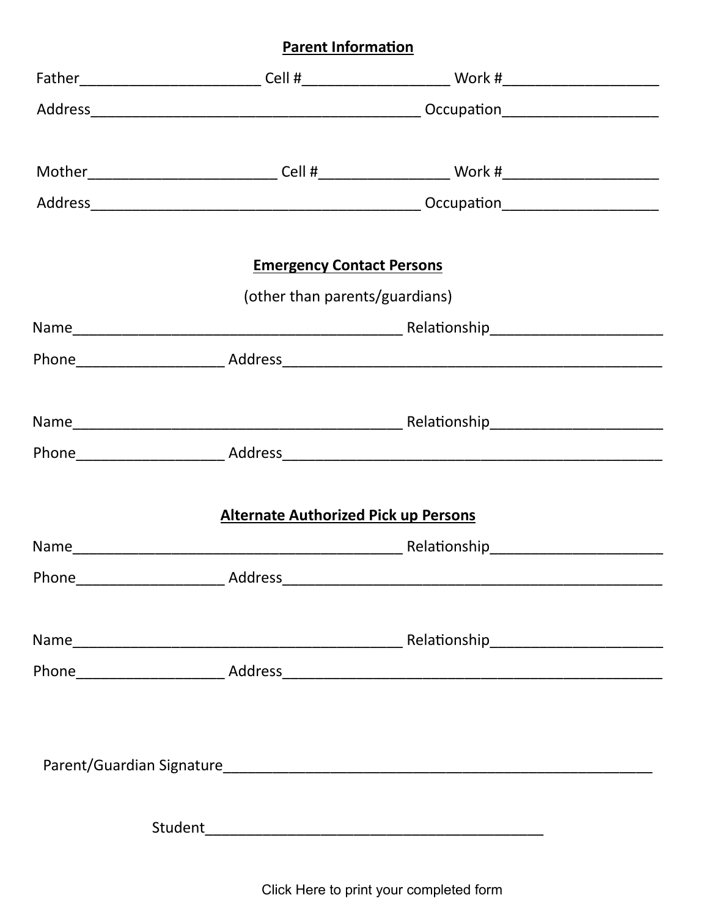## Parent Information

Father______________________ Cell #__________________ Work #___________________

Address_________________________________________ Occupation___________________

Mother_______________________ Cell #________________ Work #___________________

Address_________________________________________ Occupation___________________

## Emergency Contact Persons

(other than parents/guardians)

Name_________________________________________ Relationship_____________________

Phone__________________ Address_______________________________________________

Name_________________________________________ Relationship_____________________

Phone__________________ Address_______________________________________________

## Alternate Authorized Pick up Persons

Name_________________________________________ Relationship_____________________

Phone__________________ Address_______________________________________________

Name_________________________________________ Relationship_____________________

Phone__________________ Address_______________________________________________

Parent/Guardian Signature_____________________________________________________

Student__________________________________________

Click Here to print your completed form